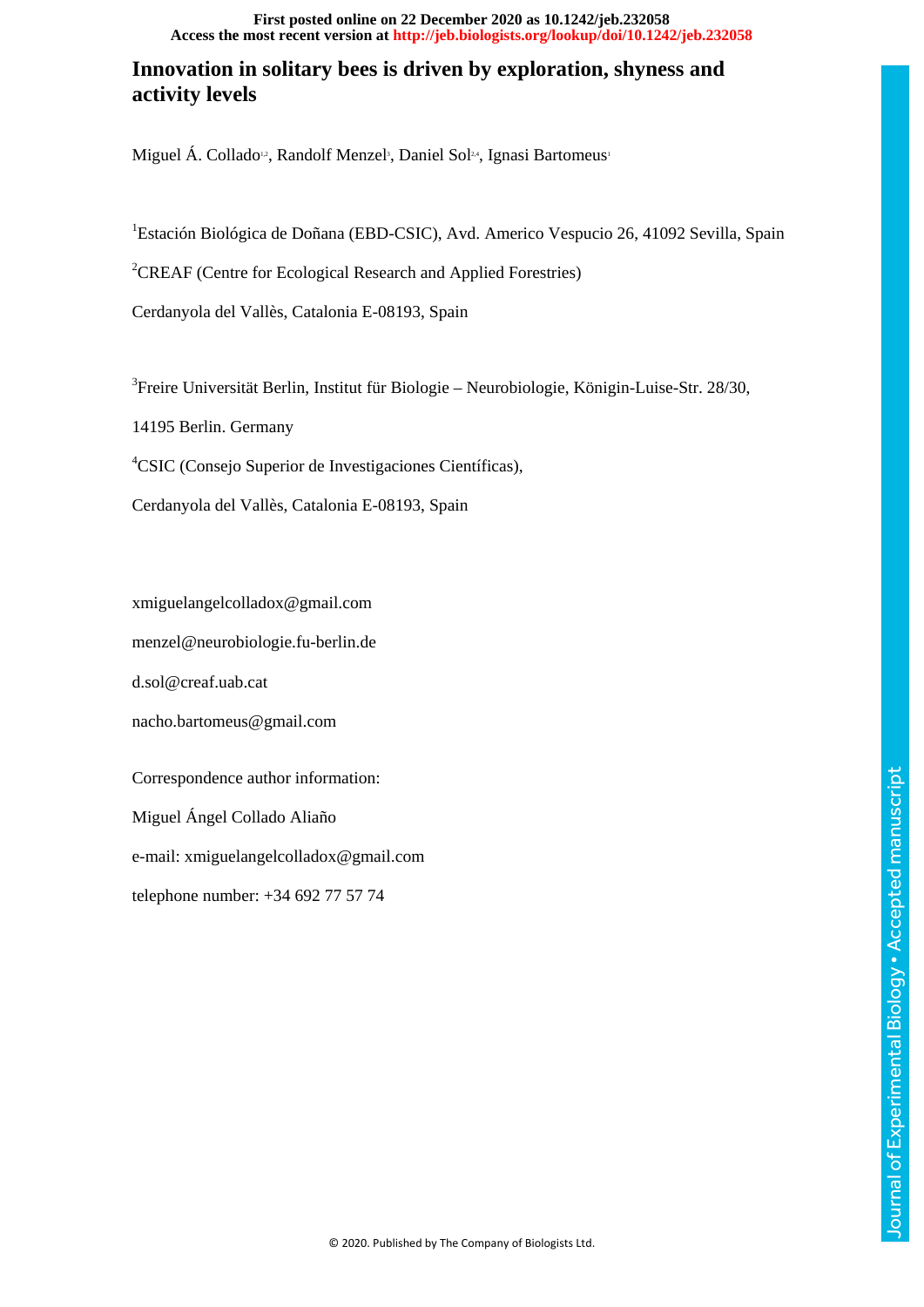# Innovation in solitary bees is driven by exploration, shyness and activity levels

Miguel Á. Collado[1,2], Randolf Menzel[3], Daniel Sol[2,4], Ignasi Bartomeus[1]

[1]Estación Biológica de Doñana (EBD-CSIC), Avd. Americo Vespucio 26, 41092 Sevilla, Spain

[2]CREAF (Centre for Ecological Research and Applied Forestries)

Cerdanyola del Vallès, Catalonia E-08193, Spain

[3]Freire Universität Berlin, Institut für Biologie – Neurobiologie, Königin-Luise-Str. 28/30, 14195 Berlin. Germany

[4]CSIC (Consejo Superior de Investigaciones Científicas),

Cerdanyola del Vallès, Catalonia E-08193, Spain

xmiguelangelcolladox@gmail.com

menzel@neurobiologie.fu-berlin.de

d.sol@creaf.uab.cat

nacho.bartomeus@gmail.com

Correspondence author information:

Miguel Ángel Collado Aliaño

e-mail: xmiguelangelcolladox@gmail.com

telephone number: +34 692 77 57 74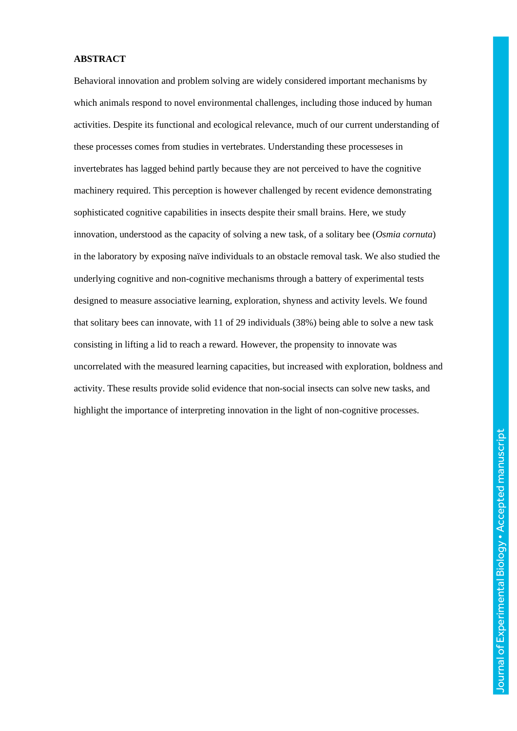## ABSTRACT

Behavioral innovation and problem solving are widely considered important mechanisms by which animals respond to novel environmental challenges, including those induced by human activities. Despite its functional and ecological relevance, much of our current understanding of these processes comes from studies in vertebrates. Understanding these processeses in invertebrates has lagged behind partly because they are not perceived to have the cognitive machinery required. This perception is however challenged by recent evidence demonstrating sophisticated cognitive capabilities in insects despite their small brains. Here, we study innovation, understood as the capacity of solving a new task, of a solitary bee (*Osmia cornuta*) in the laboratory by exposing naïve individuals to an obstacle removal task. We also studied the underlying cognitive and non-cognitive mechanisms through a battery of experimental tests designed to measure associative learning, exploration, shyness and activity levels. We found that solitary bees can innovate, with 11 of 29 individuals (38%) being able to solve a new task consisting in lifting a lid to reach a reward. However, the propensity to innovate was uncorrelated with the measured learning capacities, but increased with exploration, boldness and activity. These results provide solid evidence that non-social insects can solve new tasks, and highlight the importance of interpreting innovation in the light of non-cognitive processes.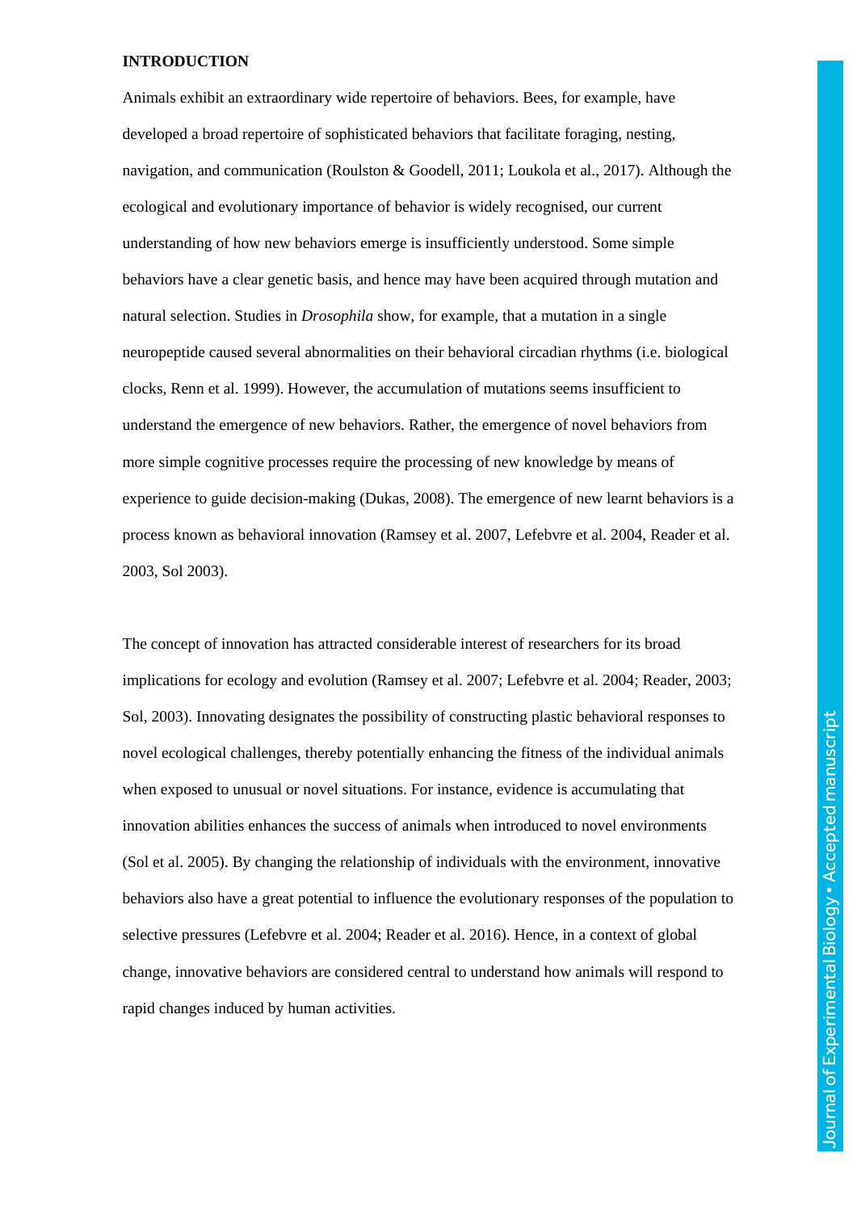## INTRODUCTION

Animals exhibit an extraordinary wide repertoire of behaviors. Bees, for example, have developed a broad repertoire of sophisticated behaviors that facilitate foraging, nesting, navigation, and communication (Roulston & Goodell, 2011; Loukola et al., 2017). Although the ecological and evolutionary importance of behavior is widely recognised, our current understanding of how new behaviors emerge is insufficiently understood. Some simple behaviors have a clear genetic basis, and hence may have been acquired through mutation and natural selection. Studies in *Drosophila* show, for example, that a mutation in a single neuropeptide caused several abnormalities on their behavioral circadian rhythms (i.e. biological clocks, Renn et al. 1999). However, the accumulation of mutations seems insufficient to understand the emergence of new behaviors. Rather, the emergence of novel behaviors from more simple cognitive processes require the processing of new knowledge by means of experience to guide decision-making (Dukas, 2008). The emergence of new learnt behaviors is a process known as behavioral innovation (Ramsey et al. 2007, Lefebvre et al. 2004, Reader et al. 2003, Sol 2003).

The concept of innovation has attracted considerable interest of researchers for its broad implications for ecology and evolution (Ramsey et al. 2007; Lefebvre et al. 2004; Reader, 2003; Sol, 2003). Innovating designates the possibility of constructing plastic behavioral responses to novel ecological challenges, thereby potentially enhancing the fitness of the individual animals when exposed to unusual or novel situations. For instance, evidence is accumulating that innovation abilities enhances the success of animals when introduced to novel environments (Sol et al. 2005). By changing the relationship of individuals with the environment, innovative behaviors also have a great potential to influence the evolutionary responses of the population to selective pressures (Lefebvre et al. 2004; Reader et al. 2016). Hence, in a context of global change, innovative behaviors are considered central to understand how animals will respond to rapid changes induced by human activities.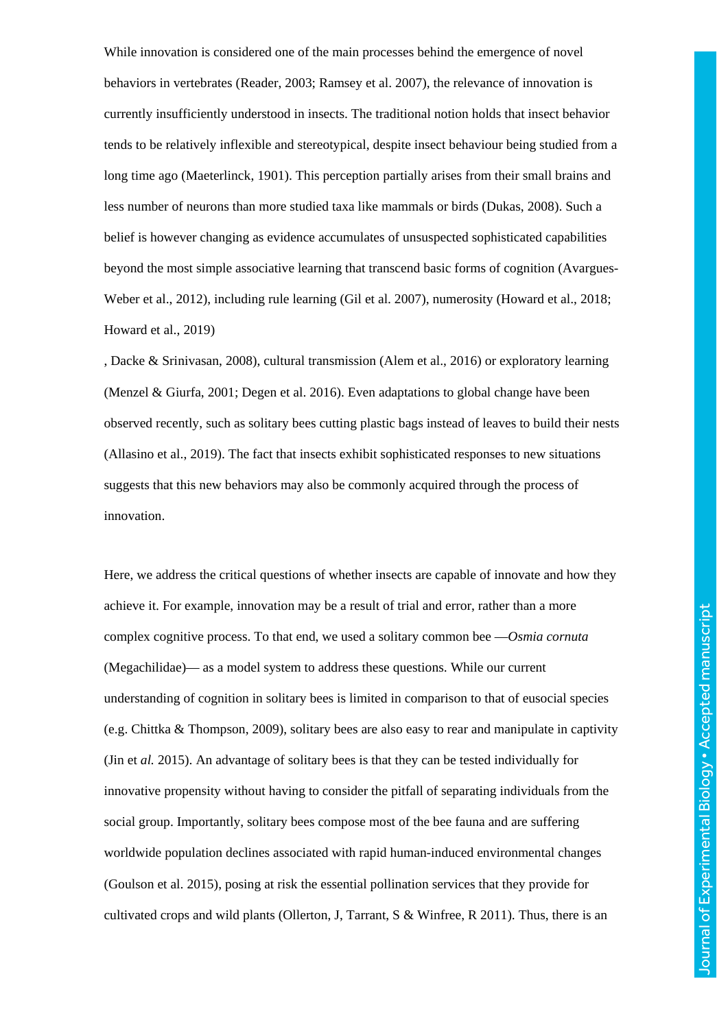While innovation is considered one of the main processes behind the emergence of novel behaviors in vertebrates (Reader, 2003; Ramsey et al. 2007), the relevance of innovation is currently insufficiently understood in insects. The traditional notion holds that insect behavior tends to be relatively inflexible and stereotypical, despite insect behaviour being studied from a long time ago (Maeterlinck, 1901). This perception partially arises from their small brains and less number of neurons than more studied taxa like mammals or birds (Dukas, 2008). Such a belief is however changing as evidence accumulates of unsuspected sophisticated capabilities beyond the most simple associative learning that transcend basic forms of cognition (Avargues-Weber et al., 2012), including rule learning (Gil et al. 2007), numerosity (Howard et al., 2018; Howard et al., 2019)

, Dacke & Srinivasan, 2008), cultural transmission (Alem et al., 2016) or exploratory learning (Menzel & Giurfa, 2001; Degen et al. 2016). Even adaptations to global change have been observed recently, such as solitary bees cutting plastic bags instead of leaves to build their nests (Allasino et al., 2019). The fact that insects exhibit sophisticated responses to new situations suggests that this new behaviors may also be commonly acquired through the process of innovation.

Here, we address the critical questions of whether insects are capable of innovate and how they achieve it. For example, innovation may be a result of trial and error, rather than a more complex cognitive process. To that end, we used a solitary common bee —*Osmia cornuta* (Megachilidae)— as a model system to address these questions. While our current understanding of cognition in solitary bees is limited in comparison to that of eusocial species (e.g. Chittka & Thompson, 2009), solitary bees are also easy to rear and manipulate in captivity (Jin et *al.* 2015). An advantage of solitary bees is that they can be tested individually for innovative propensity without having to consider the pitfall of separating individuals from the social group. Importantly, solitary bees compose most of the bee fauna and are suffering worldwide population declines associated with rapid human-induced environmental changes (Goulson et al. 2015), posing at risk the essential pollination services that they provide for cultivated crops and wild plants (Ollerton, J, Tarrant, S & Winfree, R 2011). Thus, there is an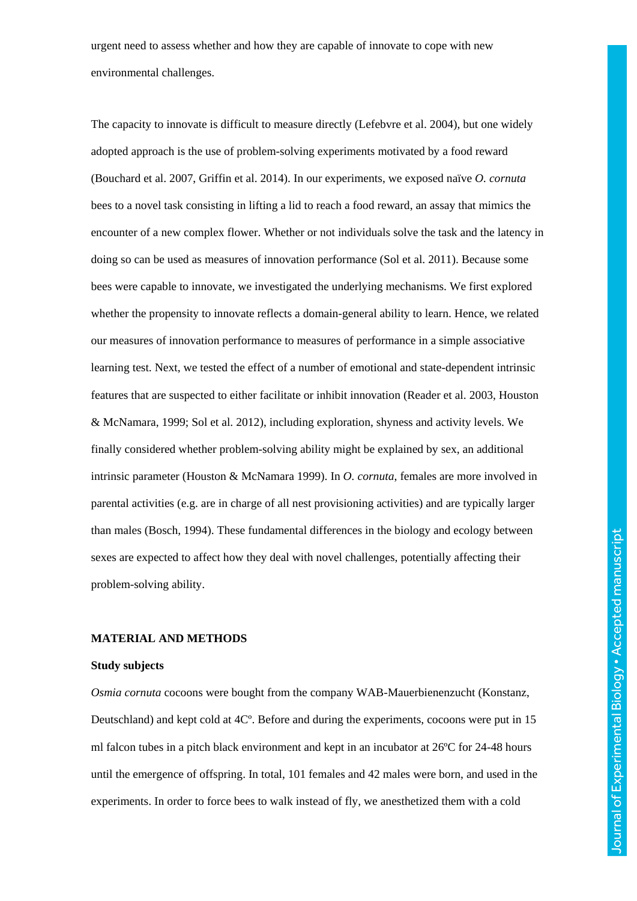urgent need to assess whether and how they are capable of innovate to cope with new environmental challenges.

The capacity to innovate is difficult to measure directly (Lefebvre et al. 2004), but one widely adopted approach is the use of problem-solving experiments motivated by a food reward (Bouchard et al. 2007, Griffin et al. 2014). In our experiments, we exposed naïve *O. cornuta* bees to a novel task consisting in lifting a lid to reach a food reward, an assay that mimics the encounter of a new complex flower. Whether or not individuals solve the task and the latency in doing so can be used as measures of innovation performance (Sol et al. 2011). Because some bees were capable to innovate, we investigated the underlying mechanisms. We first explored whether the propensity to innovate reflects a domain-general ability to learn. Hence, we related our measures of innovation performance to measures of performance in a simple associative learning test. Next, we tested the effect of a number of emotional and state-dependent intrinsic features that are suspected to either facilitate or inhibit innovation (Reader et al. 2003, Houston & McNamara, 1999; Sol et al. 2012), including exploration, shyness and activity levels. We finally considered whether problem-solving ability might be explained by sex, an additional intrinsic parameter (Houston & McNamara 1999). In *O. cornuta*, females are more involved in parental activities (e.g. are in charge of all nest provisioning activities) and are typically larger than males (Bosch, 1994). These fundamental differences in the biology and ecology between sexes are expected to affect how they deal with novel challenges, potentially affecting their problem-solving ability.

## MATERIAL AND METHODS

### Study subjects

*Osmia cornuta* cocoons were bought from the company WAB-Mauerbienenzucht (Konstanz, Deutschland) and kept cold at 4Cº. Before and during the experiments, cocoons were put in 15 ml falcon tubes in a pitch black environment and kept in an incubator at 26ºC for 24-48 hours until the emergence of offspring. In total, 101 females and 42 males were born, and used in the experiments. In order to force bees to walk instead of fly, we anesthetized them with a cold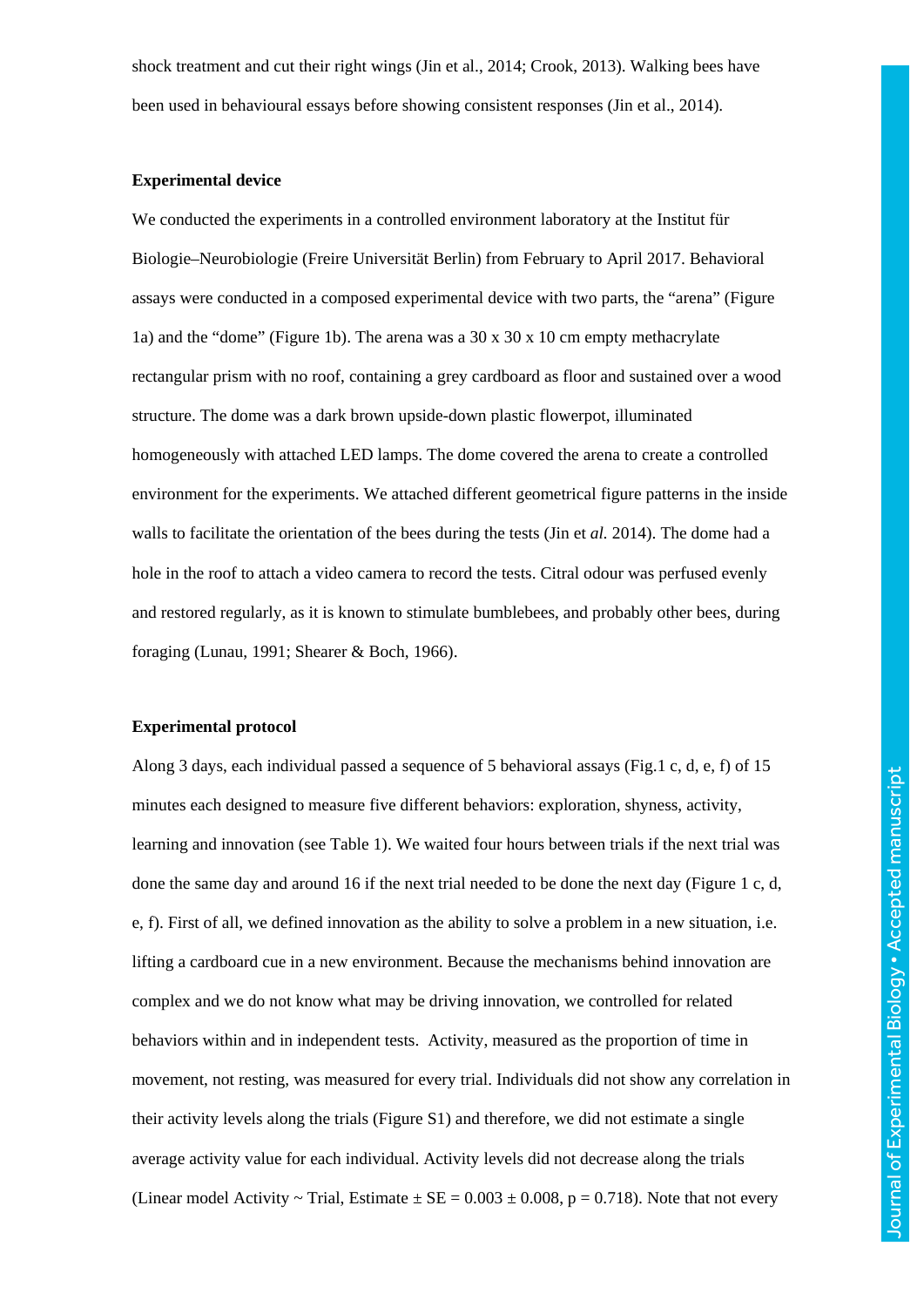shock treatment and cut their right wings (Jin et al., 2014; Crook, 2013). Walking bees have been used in behavioural essays before showing consistent responses (Jin et al., 2014).

**Experimental device**

We conducted the experiments in a controlled environment laboratory at the Institut für Biologie–Neurobiologie (Freire Universität Berlin) from February to April 2017. Behavioral assays were conducted in a composed experimental device with two parts, the "arena" (Figure 1a) and the "dome" (Figure 1b). The arena was a 30 x 30 x 10 cm empty methacrylate rectangular prism with no roof, containing a grey cardboard as floor and sustained over a wood structure. The dome was a dark brown upside-down plastic flowerpot, illuminated homogeneously with attached LED lamps. The dome covered the arena to create a controlled environment for the experiments. We attached different geometrical figure patterns in the inside walls to facilitate the orientation of the bees during the tests (Jin et *al.* 2014). The dome had a hole in the roof to attach a video camera to record the tests. Citral odour was perfused evenly and restored regularly, as it is known to stimulate bumblebees, and probably other bees, during foraging (Lunau, 1991; Shearer & Boch, 1966).

**Experimental protocol**

Along 3 days, each individual passed a sequence of 5 behavioral assays (Fig.1 c, d, e, f) of 15 minutes each designed to measure five different behaviors: exploration, shyness, activity, learning and innovation (see Table 1). We waited four hours between trials if the next trial was done the same day and around 16 if the next trial needed to be done the next day (Figure 1 c, d, e, f). First of all, we defined innovation as the ability to solve a problem in a new situation, i.e. lifting a cardboard cue in a new environment. Because the mechanisms behind innovation are complex and we do not know what may be driving innovation, we controlled for related behaviors within and in independent tests. Activity, measured as the proportion of time in movement, not resting, was measured for every trial. Individuals did not show any correlation in their activity levels along the trials (Figure S1) and therefore, we did not estimate a single average activity value for each individual. Activity levels did not decrease along the trials (Linear model Activity ~ Trial, Estimate ± SE = 0.003 ± 0.008, $p = 0.718$). Note that not every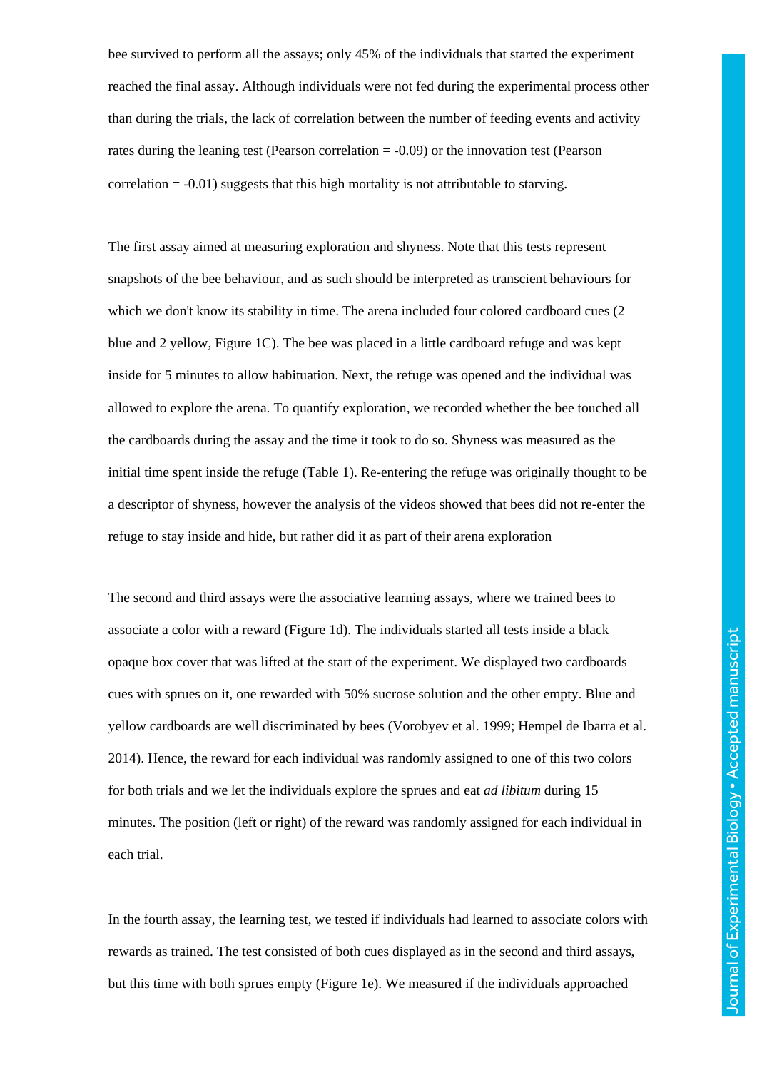bee survived to perform all the assays; only 45% of the individuals that started the experiment reached the final assay. Although individuals were not fed during the experimental process other than during the trials, the lack of correlation between the number of feeding events and activity rates during the leaning test (Pearson correlation = -0.09) or the innovation test (Pearson correlation = -0.01) suggests that this high mortality is not attributable to starving.

The first assay aimed at measuring exploration and shyness. Note that this tests represent snapshots of the bee behaviour, and as such should be interpreted as transcient behaviours for which we don't know its stability in time. The arena included four colored cardboard cues (2 blue and 2 yellow, Figure 1C). The bee was placed in a little cardboard refuge and was kept inside for 5 minutes to allow habituation. Next, the refuge was opened and the individual was allowed to explore the arena. To quantify exploration, we recorded whether the bee touched all the cardboards during the assay and the time it took to do so. Shyness was measured as the initial time spent inside the refuge (Table 1). Re-entering the refuge was originally thought to be a descriptor of shyness, however the analysis of the videos showed that bees did not re-enter the refuge to stay inside and hide, but rather did it as part of their arena exploration

The second and third assays were the associative learning assays, where we trained bees to associate a color with a reward (Figure 1d). The individuals started all tests inside a black opaque box cover that was lifted at the start of the experiment. We displayed two cardboards cues with sprues on it, one rewarded with 50% sucrose solution and the other empty. Blue and yellow cardboards are well discriminated by bees (Vorobyev et al. 1999; Hempel de Ibarra et al. 2014). Hence, the reward for each individual was randomly assigned to one of this two colors for both trials and we let the individuals explore the sprues and eat *ad libitum* during 15 minutes. The position (left or right) of the reward was randomly assigned for each individual in each trial.

In the fourth assay, the learning test, we tested if individuals had learned to associate colors with rewards as trained. The test consisted of both cues displayed as in the second and third assays, but this time with both sprues empty (Figure 1e). We measured if the individuals approached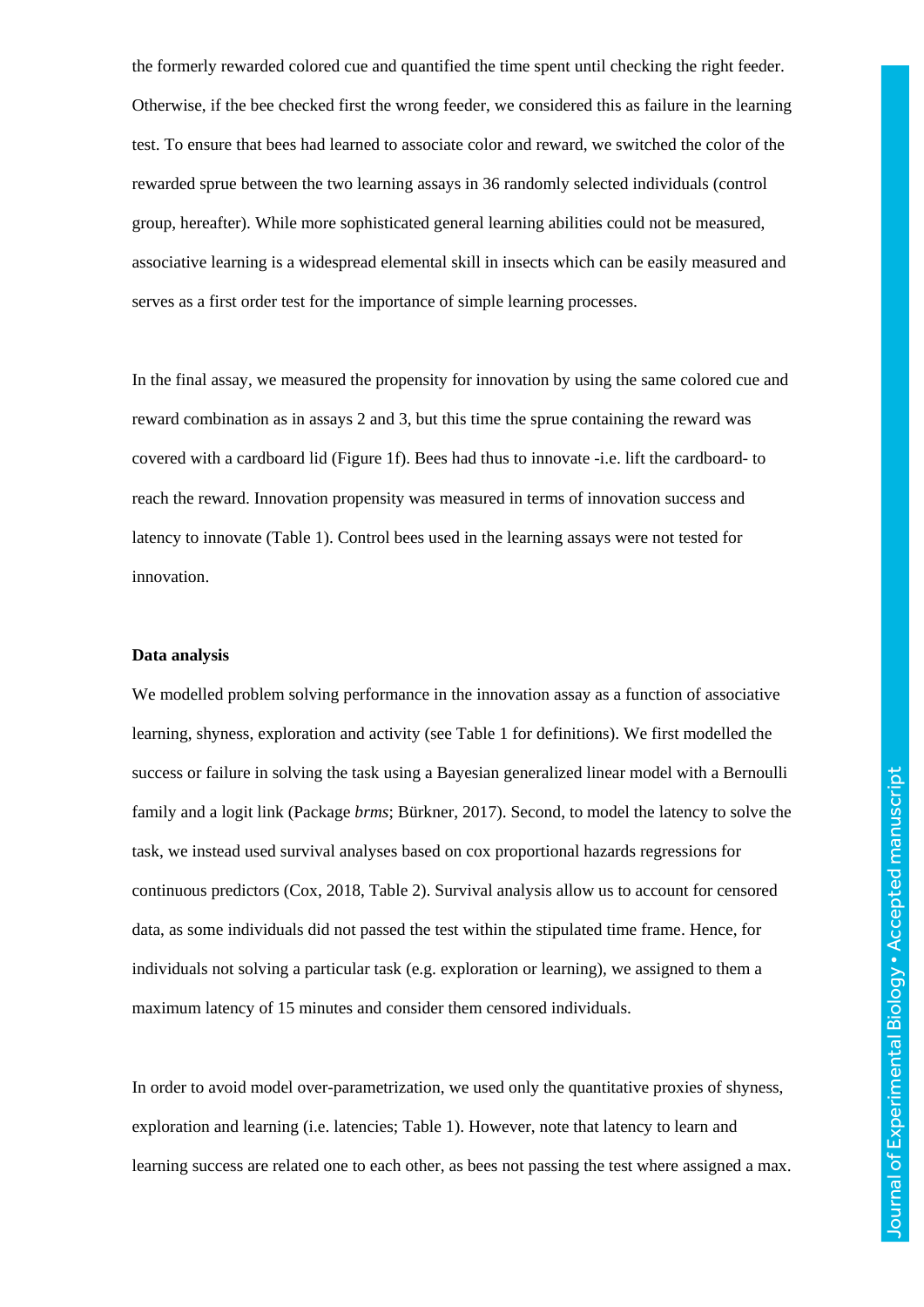the formerly rewarded colored cue and quantified the time spent until checking the right feeder. Otherwise, if the bee checked first the wrong feeder, we considered this as failure in the learning test. To ensure that bees had learned to associate color and reward, we switched the color of the rewarded sprue between the two learning assays in 36 randomly selected individuals (control group, hereafter). While more sophisticated general learning abilities could not be measured, associative learning is a widespread elemental skill in insects which can be easily measured and serves as a first order test for the importance of simple learning processes.

In the final assay, we measured the propensity for innovation by using the same colored cue and reward combination as in assays 2 and 3, but this time the sprue containing the reward was covered with a cardboard lid (Figure 1f). Bees had thus to innovate -i.e. lift the cardboard- to reach the reward. Innovation propensity was measured in terms of innovation success and latency to innovate (Table 1). Control bees used in the learning assays were not tested for innovation.

**Data analysis**

We modelled problem solving performance in the innovation assay as a function of associative learning, shyness, exploration and activity (see Table 1 for definitions). We first modelled the success or failure in solving the task using a Bayesian generalized linear model with a Bernoulli family and a logit link (Package *brms*; Bürkner, 2017). Second, to model the latency to solve the task, we instead used survival analyses based on cox proportional hazards regressions for continuous predictors (Cox, 2018, Table 2). Survival analysis allow us to account for censored data, as some individuals did not passed the test within the stipulated time frame. Hence, for individuals not solving a particular task (e.g. exploration or learning), we assigned to them a maximum latency of 15 minutes and consider them censored individuals.

In order to avoid model over-parametrization, we used only the quantitative proxies of shyness, exploration and learning (i.e. latencies; Table 1). However, note that latency to learn and learning success are related one to each other, as bees not passing the test where assigned a max.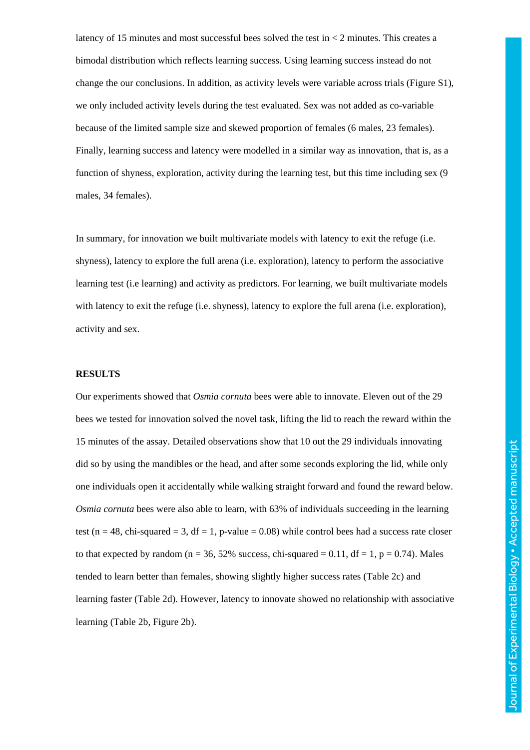latency of 15 minutes and most successful bees solved the test in < 2 minutes. This creates a bimodal distribution which reflects learning success. Using learning success instead do not change the our conclusions. In addition, as activity levels were variable across trials (Figure S1), we only included activity levels during the test evaluated. Sex was not added as co-variable because of the limited sample size and skewed proportion of females (6 males, 23 females). Finally, learning success and latency were modelled in a similar way as innovation, that is, as a function of shyness, exploration, activity during the learning test, but this time including sex (9 males, 34 females).

In summary, for innovation we built multivariate models with latency to exit the refuge (i.e. shyness), latency to explore the full arena (i.e. exploration), latency to perform the associative learning test (i.e learning) and activity as predictors. For learning, we built multivariate models with latency to exit the refuge (i.e. shyness), latency to explore the full arena (i.e. exploration), activity and sex.

## RESULTS

Our experiments showed that *Osmia cornuta* bees were able to innovate. Eleven out of the 29 bees we tested for innovation solved the novel task, lifting the lid to reach the reward within the 15 minutes of the assay. Detailed observations show that 10 out the 29 individuals innovating did so by using the mandibles or the head, and after some seconds exploring the lid, while only one individuals open it accidentally while walking straight forward and found the reward below. *Osmia cornuta* bees were also able to learn, with 63% of individuals succeeding in the learning test (n = 48, chi-squared = 3, df = 1, p-value = 0.08) while control bees had a success rate closer to that expected by random (n = 36, 52% success, chi-squared = 0.11, df = 1, p = 0.74). Males tended to learn better than females, showing slightly higher success rates (Table 2c) and learning faster (Table 2d). However, latency to innovate showed no relationship with associative learning (Table 2b, Figure 2b).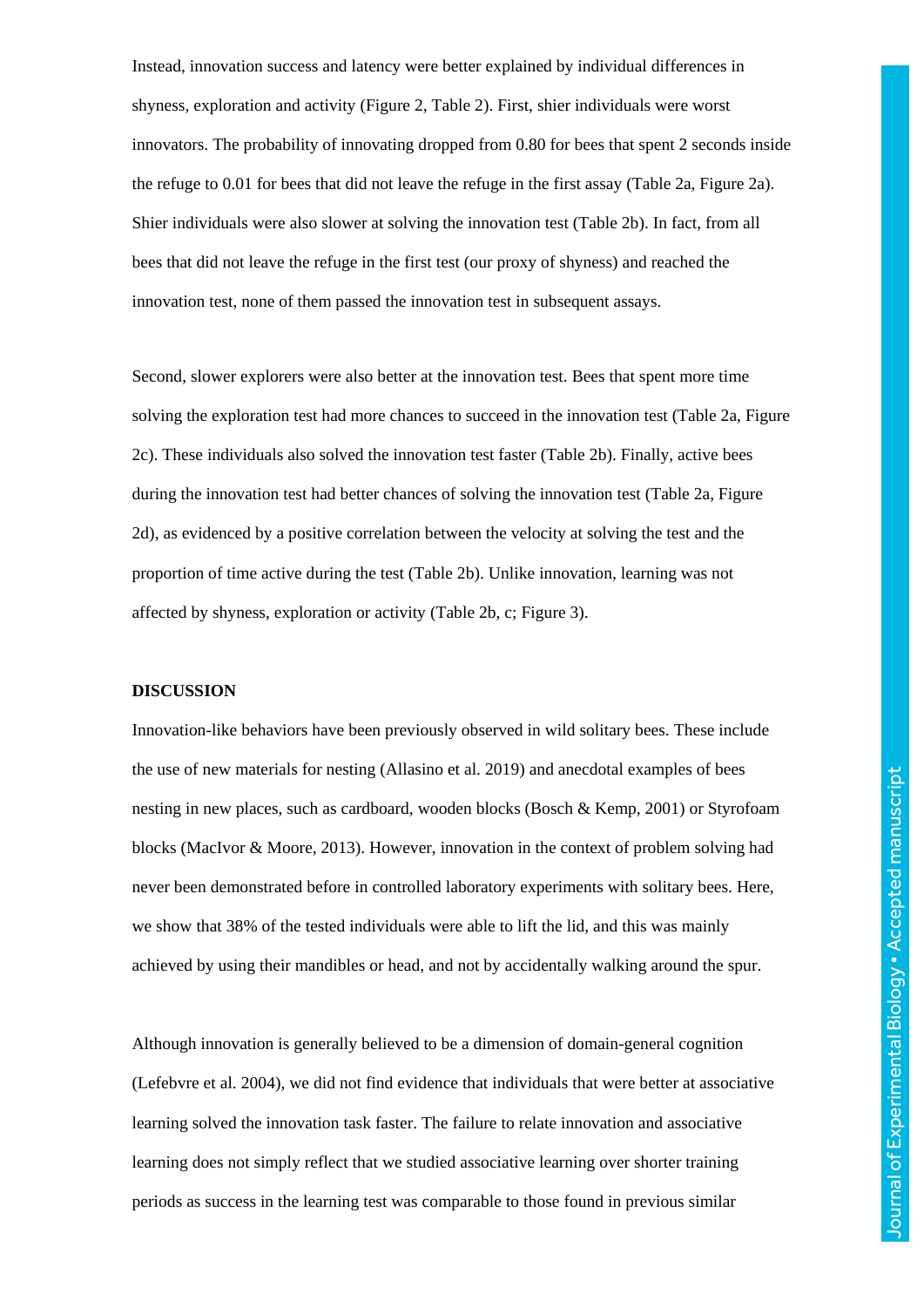Instead, innovation success and latency were better explained by individual differences in shyness, exploration and activity (Figure 2, Table 2). First, shier individuals were worst innovators. The probability of innovating dropped from 0.80 for bees that spent 2 seconds inside the refuge to 0.01 for bees that did not leave the refuge in the first assay (Table 2a, Figure 2a). Shier individuals were also slower at solving the innovation test (Table 2b). In fact, from all bees that did not leave the refuge in the first test (our proxy of shyness) and reached the innovation test, none of them passed the innovation test in subsequent assays.

Second, slower explorers were also better at the innovation test. Bees that spent more time solving the exploration test had more chances to succeed in the innovation test (Table 2a, Figure 2c). These individuals also solved the innovation test faster (Table 2b). Finally, active bees during the innovation test had better chances of solving the innovation test (Table 2a, Figure 2d), as evidenced by a positive correlation between the velocity at solving the test and the proportion of time active during the test (Table 2b). Unlike innovation, learning was not affected by shyness, exploration or activity (Table 2b, c; Figure 3).

## DISCUSSION

Innovation-like behaviors have been previously observed in wild solitary bees. These include the use of new materials for nesting (Allasino et al. 2019) and anecdotal examples of bees nesting in new places, such as cardboard, wooden blocks (Bosch & Kemp, 2001) or Styrofoam blocks (MacIvor & Moore, 2013). However, innovation in the context of problem solving had never been demonstrated before in controlled laboratory experiments with solitary bees. Here, we show that 38% of the tested individuals were able to lift the lid, and this was mainly achieved by using their mandibles or head, and not by accidentally walking around the spur.

Although innovation is generally believed to be a dimension of domain-general cognition (Lefebvre et al. 2004), we did not find evidence that individuals that were better at associative learning solved the innovation task faster. The failure to relate innovation and associative learning does not simply reflect that we studied associative learning over shorter training periods as success in the learning test was comparable to those found in previous similar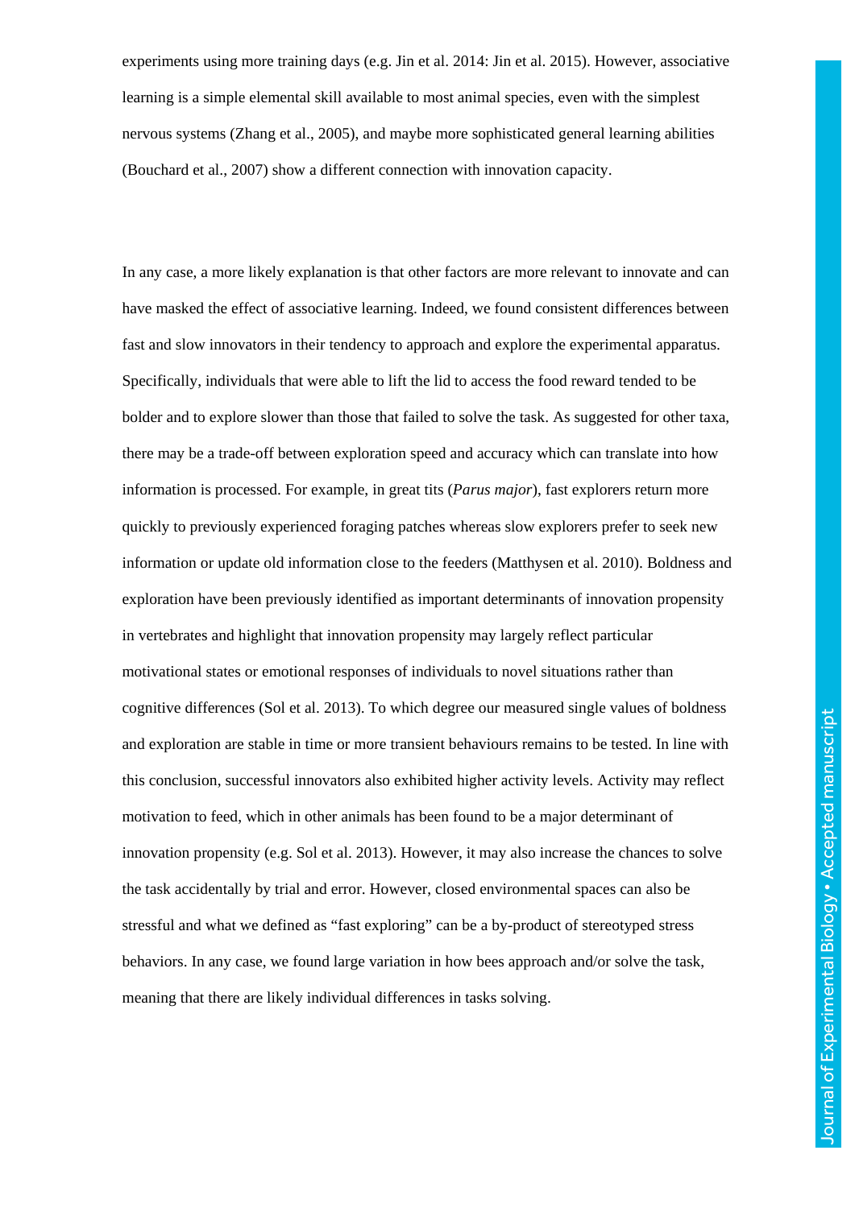experiments using more training days (e.g. Jin et al. 2014: Jin et al. 2015). However, associative learning is a simple elemental skill available to most animal species, even with the simplest nervous systems (Zhang et al., 2005), and maybe more sophisticated general learning abilities (Bouchard et al., 2007) show a different connection with innovation capacity.

In any case, a more likely explanation is that other factors are more relevant to innovate and can have masked the effect of associative learning. Indeed, we found consistent differences between fast and slow innovators in their tendency to approach and explore the experimental apparatus. Specifically, individuals that were able to lift the lid to access the food reward tended to be bolder and to explore slower than those that failed to solve the task. As suggested for other taxa, there may be a trade-off between exploration speed and accuracy which can translate into how information is processed. For example, in great tits (*Parus major*), fast explorers return more quickly to previously experienced foraging patches whereas slow explorers prefer to seek new information or update old information close to the feeders (Matthysen et al. 2010). Boldness and exploration have been previously identified as important determinants of innovation propensity in vertebrates and highlight that innovation propensity may largely reflect particular motivational states or emotional responses of individuals to novel situations rather than cognitive differences (Sol et al. 2013). To which degree our measured single values of boldness and exploration are stable in time or more transient behaviours remains to be tested. In line with this conclusion, successful innovators also exhibited higher activity levels. Activity may reflect motivation to feed, which in other animals has been found to be a major determinant of innovation propensity (e.g. Sol et al. 2013). However, it may also increase the chances to solve the task accidentally by trial and error. However, closed environmental spaces can also be stressful and what we defined as "fast exploring" can be a by-product of stereotyped stress behaviors. In any case, we found large variation in how bees approach and/or solve the task, meaning that there are likely individual differences in tasks solving.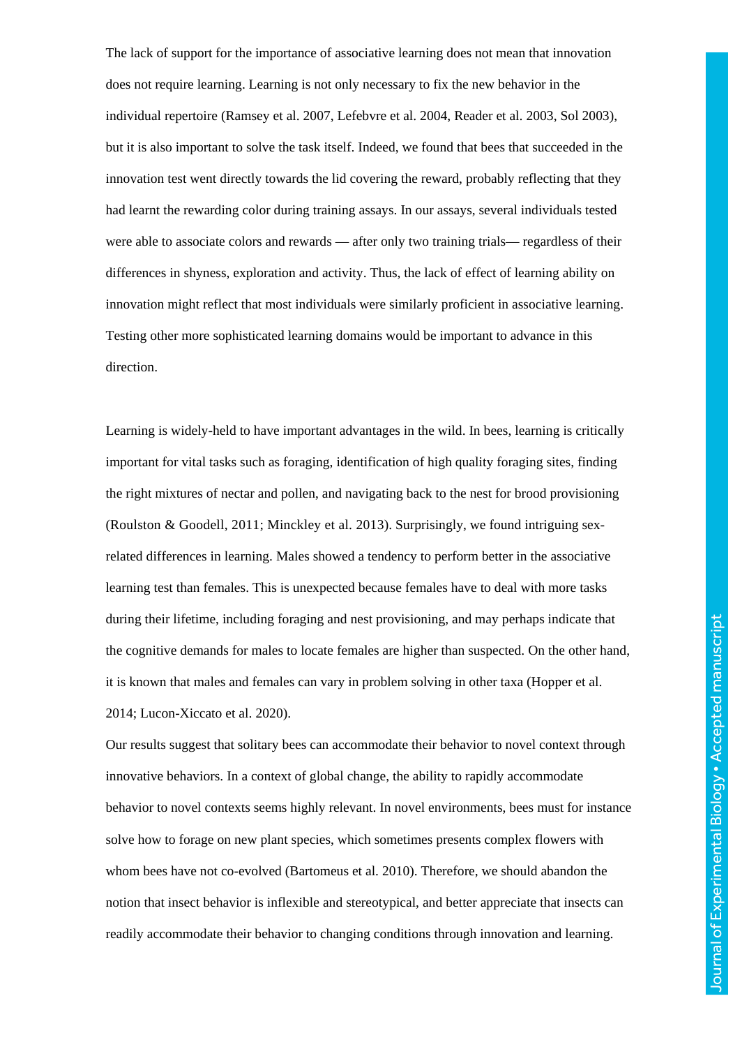The lack of support for the importance of associative learning does not mean that innovation does not require learning. Learning is not only necessary to fix the new behavior in the individual repertoire (Ramsey et al. 2007, Lefebvre et al. 2004, Reader et al. 2003, Sol 2003), but it is also important to solve the task itself. Indeed, we found that bees that succeeded in the innovation test went directly towards the lid covering the reward, probably reflecting that they had learnt the rewarding color during training assays. In our assays, several individuals tested were able to associate colors and rewards — after only two training trials— regardless of their differences in shyness, exploration and activity. Thus, the lack of effect of learning ability on innovation might reflect that most individuals were similarly proficient in associative learning. Testing other more sophisticated learning domains would be important to advance in this direction.

Learning is widely-held to have important advantages in the wild. In bees, learning is critically important for vital tasks such as foraging, identification of high quality foraging sites, finding the right mixtures of nectar and pollen, and navigating back to the nest for brood provisioning (Roulston & Goodell, 2011; Minckley et al. 2013). Surprisingly, we found intriguing sex-related differences in learning. Males showed a tendency to perform better in the associative learning test than females. This is unexpected because females have to deal with more tasks during their lifetime, including foraging and nest provisioning, and may perhaps indicate that the cognitive demands for males to locate females are higher than suspected. On the other hand, it is known that males and females can vary in problem solving in other taxa (Hopper et al. 2014; Lucon-Xiccato et al. 2020).

Our results suggest that solitary bees can accommodate their behavior to novel context through innovative behaviors. In a context of global change, the ability to rapidly accommodate behavior to novel contexts seems highly relevant. In novel environments, bees must for instance solve how to forage on new plant species, which sometimes presents complex flowers with whom bees have not co-evolved (Bartomeus et al. 2010). Therefore, we should abandon the notion that insect behavior is inflexible and stereotypical, and better appreciate that insects can readily accommodate their behavior to changing conditions through innovation and learning.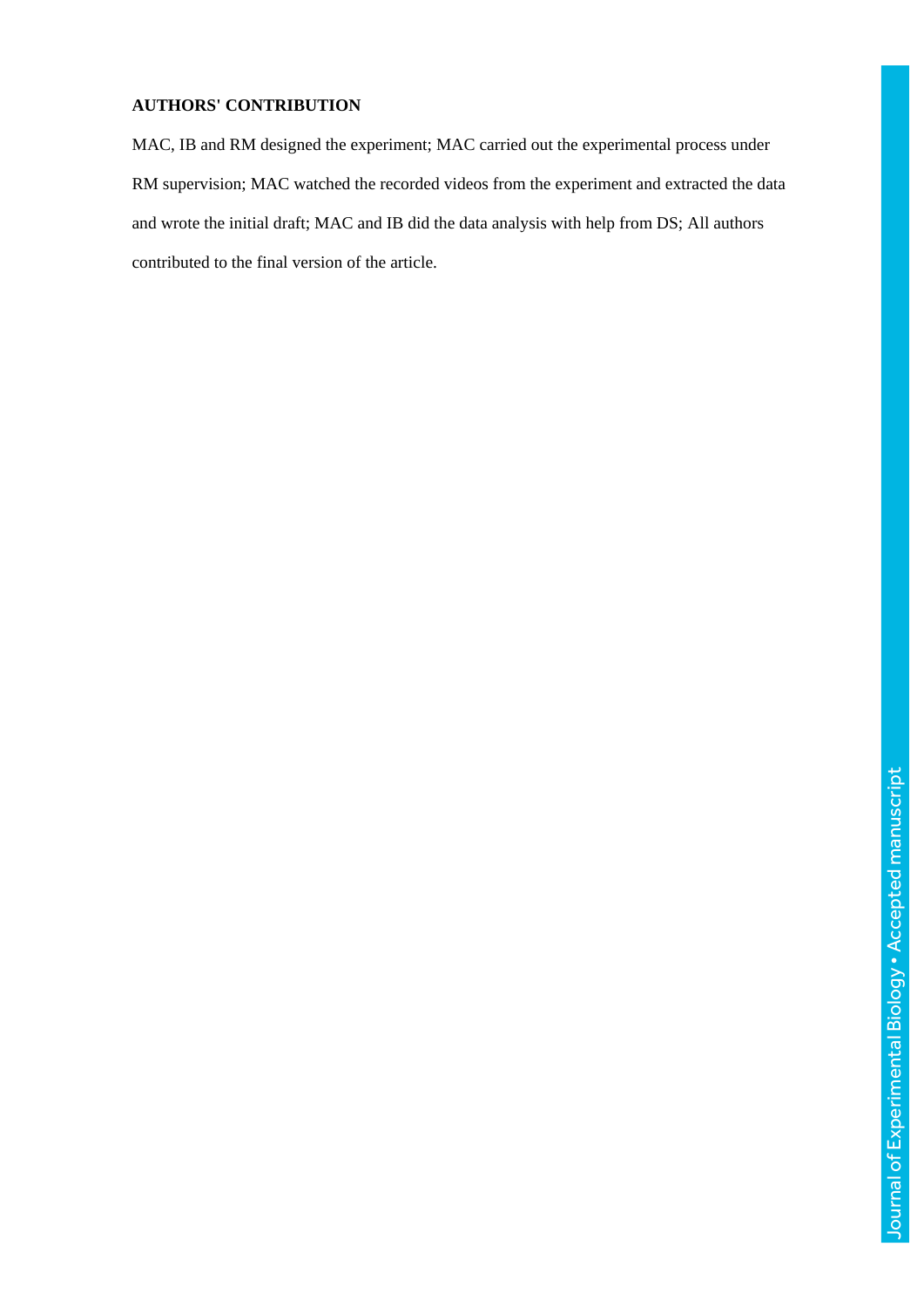**AUTHORS' CONTRIBUTION**

MAC, IB and RM designed the experiment; MAC carried out the experimental process under RM supervision; MAC watched the recorded videos from the experiment and extracted the data and wrote the initial draft; MAC and IB did the data analysis with help from DS; All authors contributed to the final version of the article.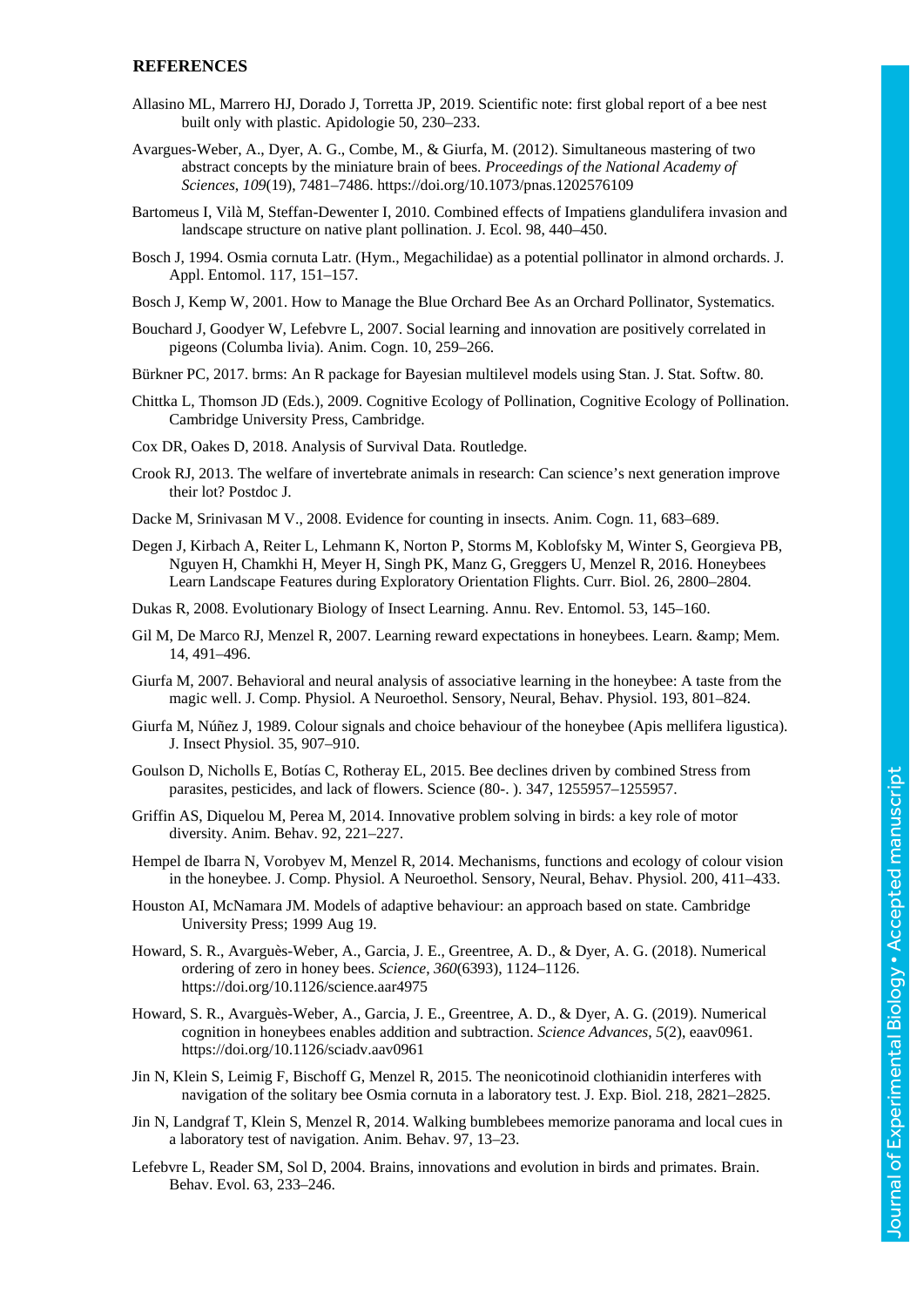## REFERENCES

Allasino ML, Marrero HJ, Dorado J, Torretta JP, 2019. Scientific note: first global report of a bee nest built only with plastic. Apidologie 50, 230–233.

Avargues-Weber, A., Dyer, A. G., Combe, M., & Giurfa, M. (2012). Simultaneous mastering of two abstract concepts by the miniature brain of bees. *Proceedings of the National Academy of Sciences*, *109*(19), 7481–7486. https://doi.org/10.1073/pnas.1202576109

Bartomeus I, Vilà M, Steffan-Dewenter I, 2010. Combined effects of Impatiens glandulifera invasion and landscape structure on native plant pollination. J. Ecol. 98, 440–450.

Bosch J, 1994. Osmia cornuta Latr. (Hym., Megachilidae) as a potential pollinator in almond orchards. J. Appl. Entomol. 117, 151–157.

Bosch J, Kemp W, 2001. How to Manage the Blue Orchard Bee As an Orchard Pollinator, Systematics.

Bouchard J, Goodyer W, Lefebvre L, 2007. Social learning and innovation are positively correlated in pigeons (Columba livia). Anim. Cogn. 10, 259–266.

Bürkner PC, 2017. brms: An R package for Bayesian multilevel models using Stan. J. Stat. Softw. 80.

Chittka L, Thomson JD (Eds.), 2009. Cognitive Ecology of Pollination, Cognitive Ecology of Pollination. Cambridge University Press, Cambridge.

Cox DR, Oakes D, 2018. Analysis of Survival Data. Routledge.

Crook RJ, 2013. The welfare of invertebrate animals in research: Can science's next generation improve their lot? Postdoc J.

Dacke M, Srinivasan M V., 2008. Evidence for counting in insects. Anim. Cogn. 11, 683–689.

Degen J, Kirbach A, Reiter L, Lehmann K, Norton P, Storms M, Koblofsky M, Winter S, Georgieva PB, Nguyen H, Chamkhi H, Meyer H, Singh PK, Manz G, Greggers U, Menzel R, 2016. Honeybees Learn Landscape Features during Exploratory Orientation Flights. Curr. Biol. 26, 2800–2804.

Dukas R, 2008. Evolutionary Biology of Insect Learning. Annu. Rev. Entomol. 53, 145–160.

Gil M, De Marco RJ, Menzel R, 2007. Learning reward expectations in honeybees. Learn. &amp; Mem. 14, 491–496.

Giurfa M, 2007. Behavioral and neural analysis of associative learning in the honeybee: A taste from the magic well. J. Comp. Physiol. A Neuroethol. Sensory, Neural, Behav. Physiol. 193, 801–824.

Giurfa M, Núñez J, 1989. Colour signals and choice behaviour of the honeybee (Apis mellifera ligustica). J. Insect Physiol. 35, 907–910.

Goulson D, Nicholls E, Botías C, Rotheray EL, 2015. Bee declines driven by combined Stress from parasites, pesticides, and lack of flowers. Science (80-. ). 347, 1255957–1255957.

Griffin AS, Diquelou M, Perea M, 2014. Innovative problem solving in birds: a key role of motor diversity. Anim. Behav. 92, 221–227.

Hempel de Ibarra N, Vorobyev M, Menzel R, 2014. Mechanisms, functions and ecology of colour vision in the honeybee. J. Comp. Physiol. A Neuroethol. Sensory, Neural, Behav. Physiol. 200, 411–433.

Houston AI, McNamara JM. Models of adaptive behaviour: an approach based on state. Cambridge University Press; 1999 Aug 19.

Howard, S. R., Avarguès-Weber, A., Garcia, J. E., Greentree, A. D., & Dyer, A. G. (2018). Numerical ordering of zero in honey bees. *Science*, *360*(6393), 1124–1126. https://doi.org/10.1126/science.aar4975

Howard, S. R., Avarguès-Weber, A., Garcia, J. E., Greentree, A. D., & Dyer, A. G. (2019). Numerical cognition in honeybees enables addition and subtraction. *Science Advances*, *5*(2), eaav0961. https://doi.org/10.1126/sciadv.aav0961

Jin N, Klein S, Leimig F, Bischoff G, Menzel R, 2015. The neonicotinoid clothianidin interferes with navigation of the solitary bee Osmia cornuta in a laboratory test. J. Exp. Biol. 218, 2821–2825.

Jin N, Landgraf T, Klein S, Menzel R, 2014. Walking bumblebees memorize panorama and local cues in a laboratory test of navigation. Anim. Behav. 97, 13–23.

Lefebvre L, Reader SM, Sol D, 2004. Brains, innovations and evolution in birds and primates. Brain. Behav. Evol. 63, 233–246.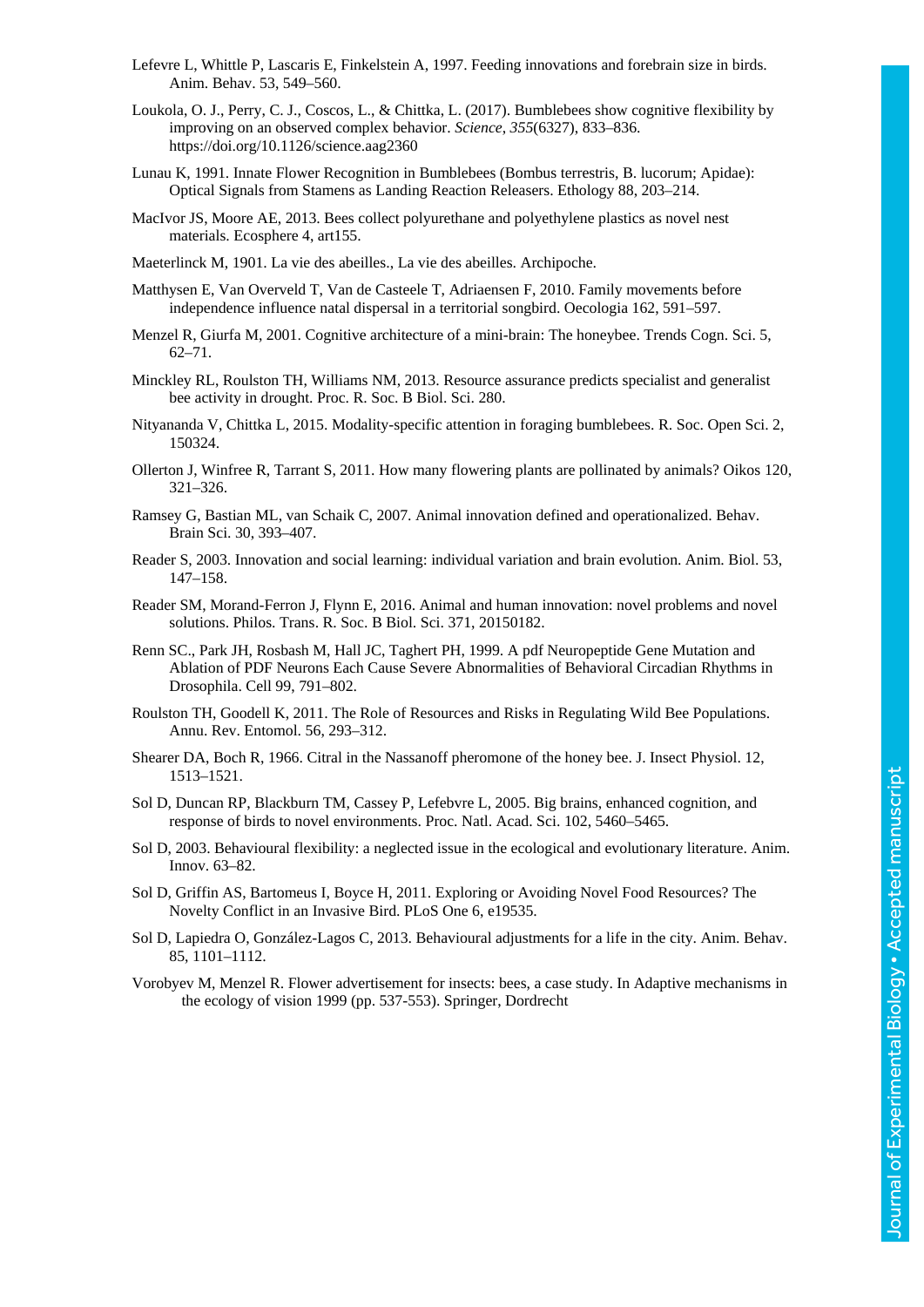Lefevre L, Whittle P, Lascaris E, Finkelstein A, 1997. Feeding innovations and forebrain size in birds. Anim. Behav. 53, 549–560.

Loukola, O. J., Perry, C. J., Coscos, L., & Chittka, L. (2017). Bumblebees show cognitive flexibility by improving on an observed complex behavior. *Science*, *355*(6327), 833–836. https://doi.org/10.1126/science.aag2360

Lunau K, 1991. Innate Flower Recognition in Bumblebees (Bombus terrestris, B. lucorum; Apidae): Optical Signals from Stamens as Landing Reaction Releasers. Ethology 88, 203–214.

MacIvor JS, Moore AE, 2013. Bees collect polyurethane and polyethylene plastics as novel nest materials. Ecosphere 4, art155.

Maeterlinck M, 1901. La vie des abeilles., La vie des abeilles. Archipoche.

Matthysen E, Van Overveld T, Van de Casteele T, Adriaensen F, 2010. Family movements before independence influence natal dispersal in a territorial songbird. Oecologia 162, 591–597.

Menzel R, Giurfa M, 2001. Cognitive architecture of a mini-brain: The honeybee. Trends Cogn. Sci. 5, 62–71.

Minckley RL, Roulston TH, Williams NM, 2013. Resource assurance predicts specialist and generalist bee activity in drought. Proc. R. Soc. B Biol. Sci. 280.

Nityananda V, Chittka L, 2015. Modality-specific attention in foraging bumblebees. R. Soc. Open Sci. 2, 150324.

Ollerton J, Winfree R, Tarrant S, 2011. How many flowering plants are pollinated by animals? Oikos 120, 321–326.

Ramsey G, Bastian ML, van Schaik C, 2007. Animal innovation defined and operationalized. Behav. Brain Sci. 30, 393–407.

Reader S, 2003. Innovation and social learning: individual variation and brain evolution. Anim. Biol. 53, 147–158.

Reader SM, Morand-Ferron J, Flynn E, 2016. Animal and human innovation: novel problems and novel solutions. Philos. Trans. R. Soc. B Biol. Sci. 371, 20150182.

Renn SC., Park JH, Rosbash M, Hall JC, Taghert PH, 1999. A pdf Neuropeptide Gene Mutation and Ablation of PDF Neurons Each Cause Severe Abnormalities of Behavioral Circadian Rhythms in Drosophila. Cell 99, 791–802.

Roulston TH, Goodell K, 2011. The Role of Resources and Risks in Regulating Wild Bee Populations. Annu. Rev. Entomol. 56, 293–312.

Shearer DA, Boch R, 1966. Citral in the Nassanoff pheromone of the honey bee. J. Insect Physiol. 12, 1513–1521.

Sol D, Duncan RP, Blackburn TM, Cassey P, Lefebvre L, 2005. Big brains, enhanced cognition, and response of birds to novel environments. Proc. Natl. Acad. Sci. 102, 5460–5465.

Sol D, 2003. Behavioural flexibility: a neglected issue in the ecological and evolutionary literature. Anim. Innov. 63–82.

Sol D, Griffin AS, Bartomeus I, Boyce H, 2011. Exploring or Avoiding Novel Food Resources? The Novelty Conflict in an Invasive Bird. PLoS One 6, e19535.

Sol D, Lapiedra O, González-Lagos C, 2013. Behavioural adjustments for a life in the city. Anim. Behav. 85, 1101–1112.

Vorobyev M, Menzel R. Flower advertisement for insects: bees, a case study. In Adaptive mechanisms in the ecology of vision 1999 (pp. 537-553). Springer, Dordrecht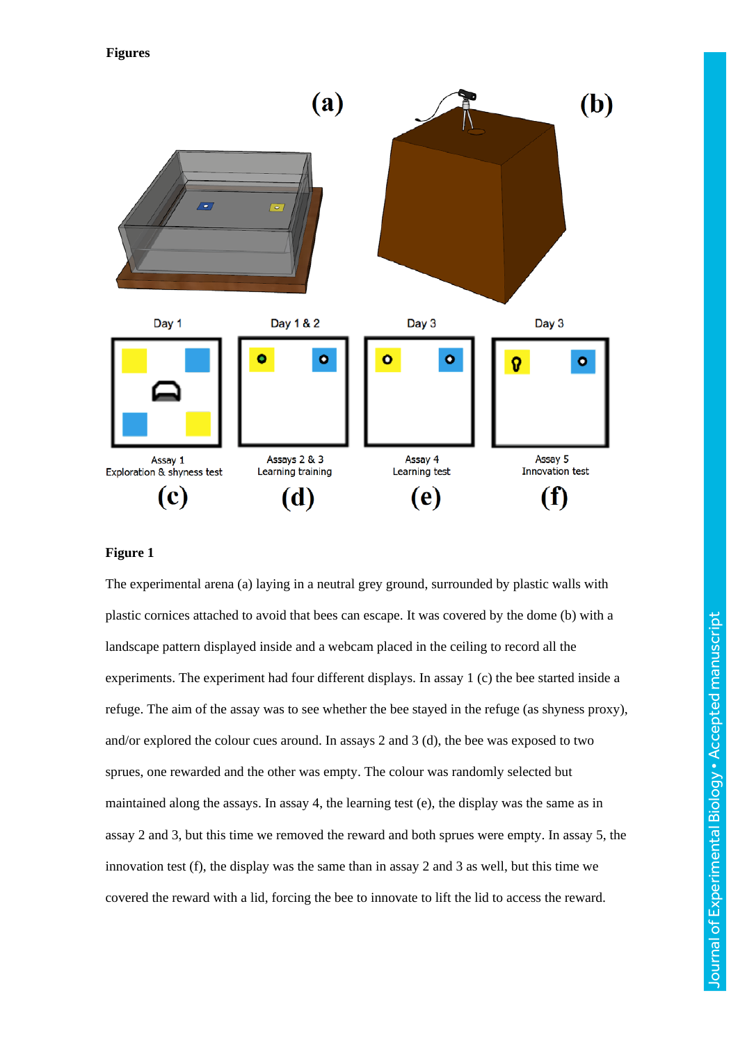**Figures**

Day 1 | Day 1 & 2 | Day 3 | Day 3

Assay 1 Exploration & shyness test (c) | Assays 2 & 3 Learning training (d) | Assay 4 Learning test (e) | Assay 5 Innovation test (f)

**Figure 1**

The experimental arena (a) laying in a neutral grey ground, surrounded by plastic walls with plastic cornices attached to avoid that bees can escape. It was covered by the dome (b) with a landscape pattern displayed inside and a webcam placed in the ceiling to record all the experiments. The experiment had four different displays. In assay 1 (c) the bee started inside a refuge. The aim of the assay was to see whether the bee stayed in the refuge (as shyness proxy), and/or explored the colour cues around. In assays 2 and 3 (d), the bee was exposed to two sprues, one rewarded and the other was empty. The colour was randomly selected but maintained along the assays. In assay 4, the learning test (e), the display was the same as in assay 2 and 3, but this time we removed the reward and both sprues were empty. In assay 5, the innovation test (f), the display was the same than in assay 2 and 3 as well, but this time we covered the reward with a lid, forcing the bee to innovate to lift the lid to access the reward.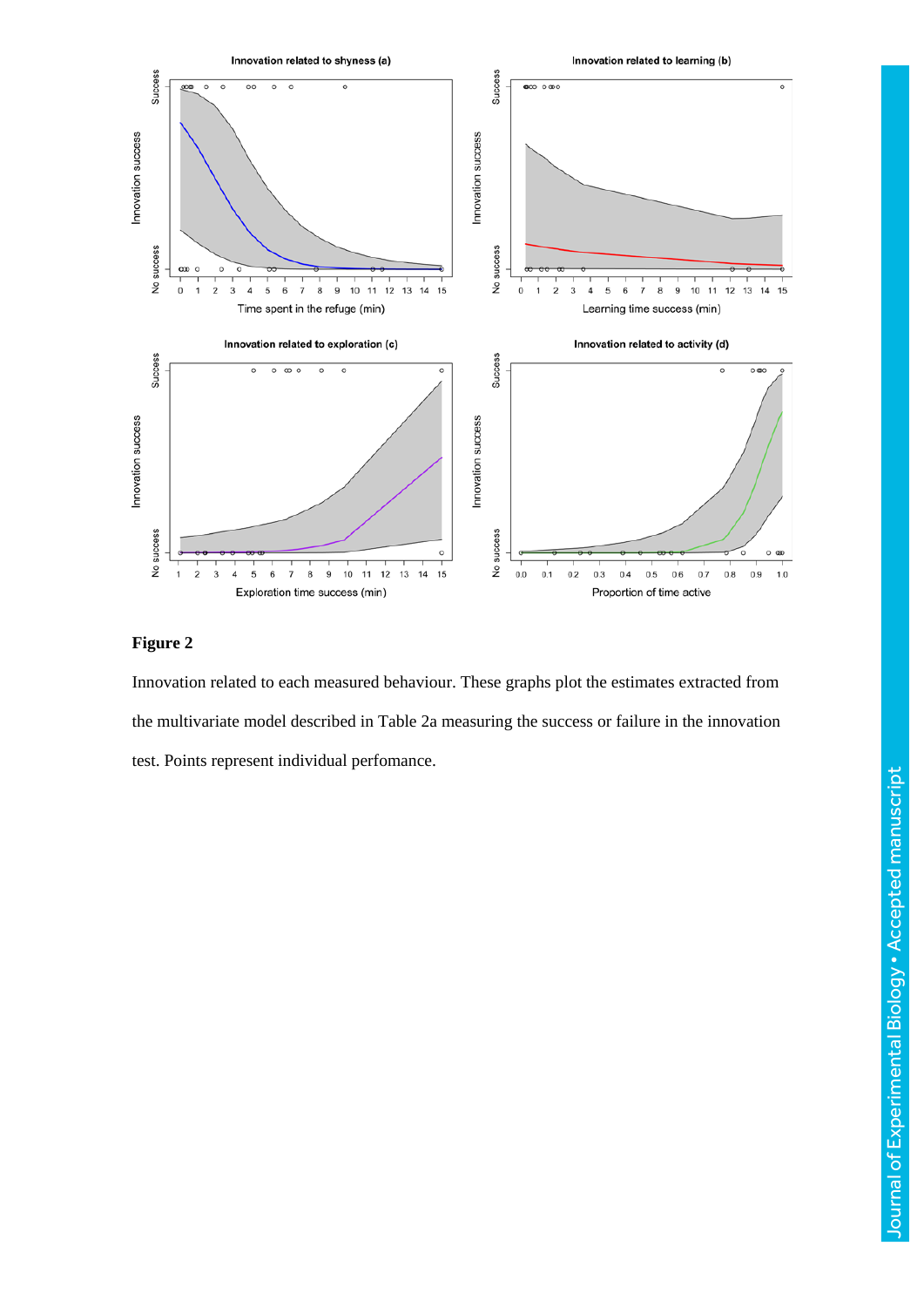**Figure 2**

Innovation related to each measured behaviour. These graphs plot the estimates extracted from the multivariate model described in Table 2a measuring the success or failure in the innovation test. Points represent individual perfomance.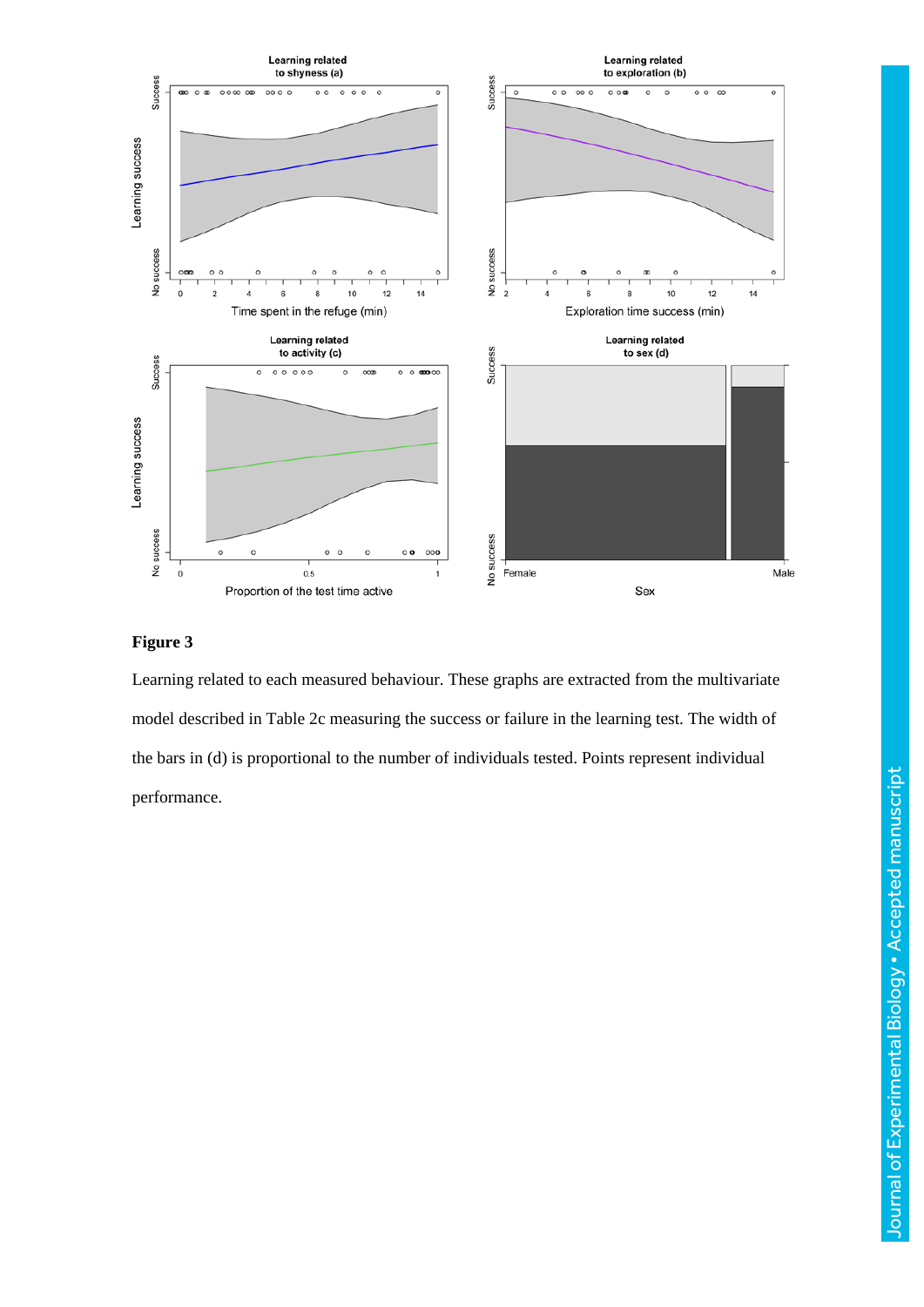**Figure 3**

Learning related to each measured behaviour. These graphs are extracted from the multivariate model described in Table 2c measuring the success or failure in the learning test. The width of the bars in (d) is proportional to the number of individuals tested. Points represent individual performance.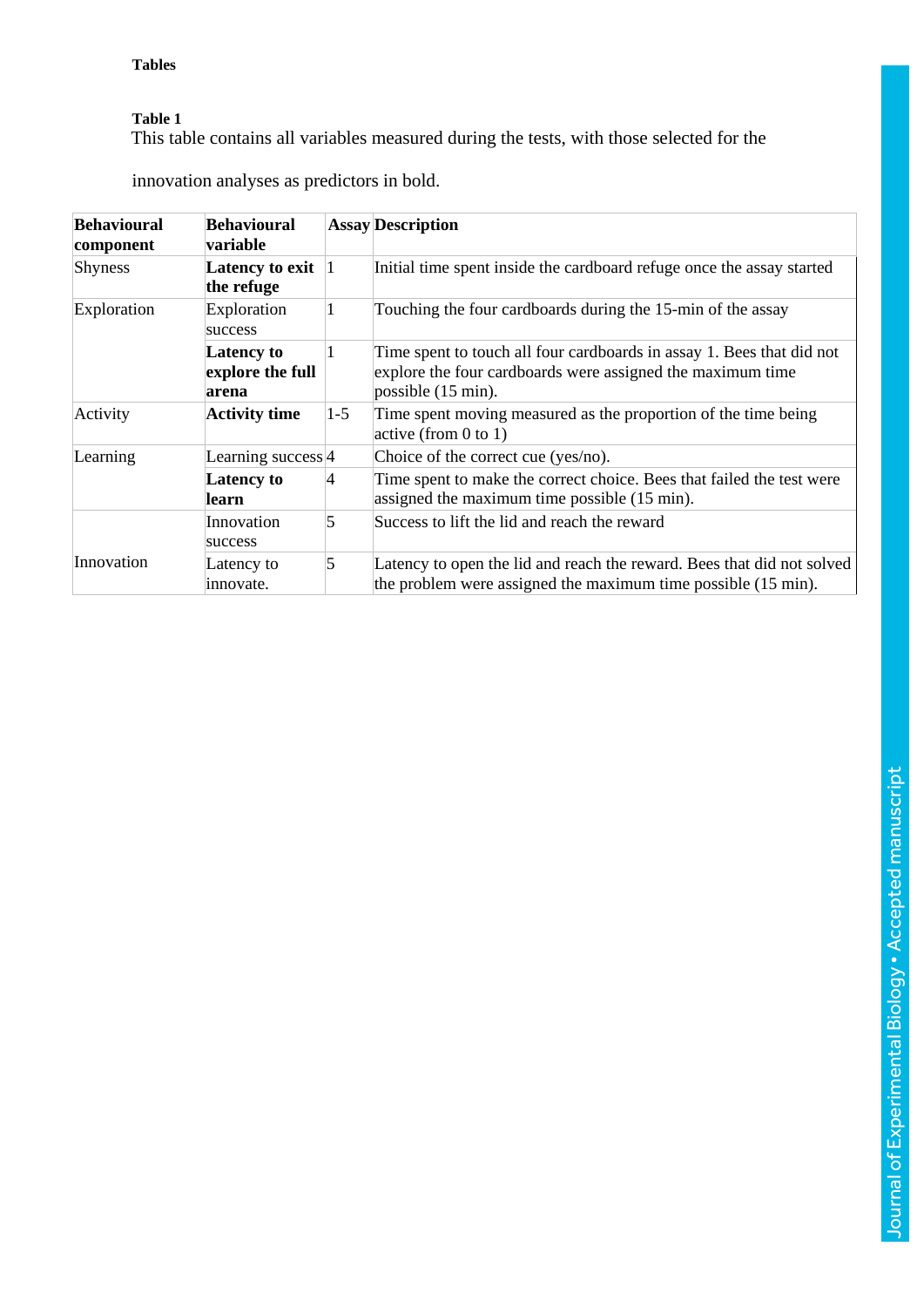**Tables**

**Table 1**

This table contains all variables measured during the tests, with those selected for the innovation analyses as predictors in bold.

| Behavioural component | Behavioural variable | Assay | Description |
|---|---|---|---|
| Shyness | **Latency to exit the refuge** | 1 | Initial time spent inside the cardboard refuge once the assay started |
| Exploration | Exploration success | 1 | Touching the four cardboards during the 15-min of the assay |
| | **Latency to explore the full arena** | 1 | Time spent to touch all four cardboards in assay 1. Bees that did not explore the four cardboards were assigned the maximum time possible (15 min). |
| Activity | **Activity time** | 1-5 | Time spent moving measured as the proportion of the time being active (from 0 to 1) |
| Learning | Learning success | 4 | Choice of the correct cue (yes/no). |
| | **Latency to learn** | 4 | Time spent to make the correct choice. Bees that failed the test were assigned the maximum time possible (15 min). |
| Innovation | Innovation success | 5 | Success to lift the lid and reach the reward |
| | Latency to innovate. | 5 | Latency to open the lid and reach the reward. Bees that did not solved the problem were assigned the maximum time possible (15 min). |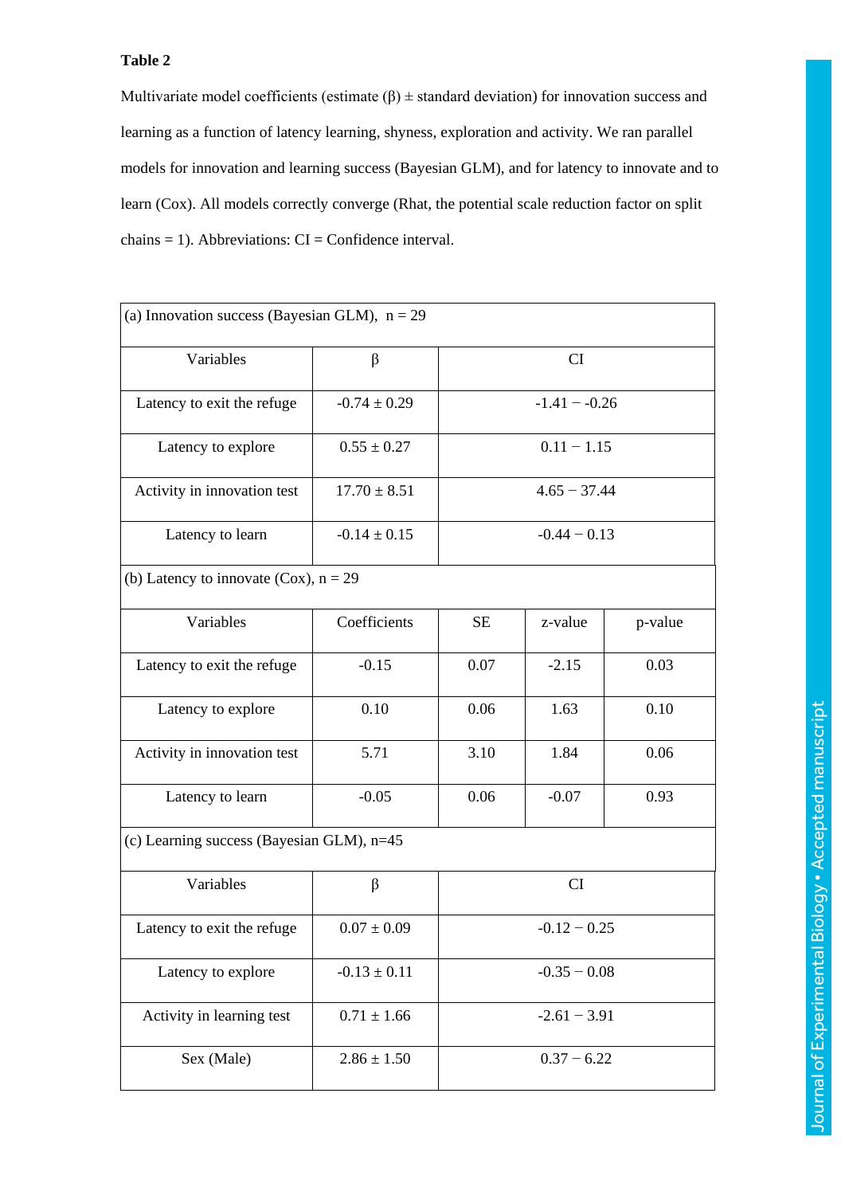**Table 2**

Multivariate model coefficients (estimate (β) ± standard deviation) for innovation success and learning as a function of latency learning, shyness, exploration and activity. We ran parallel models for innovation and learning success (Bayesian GLM), and for latency to innovate and to learn (Cox). All models correctly converge (Rhat, the potential scale reduction factor on split chains = 1). Abbreviations: CI = Confidence interval.

| (a) Innovation success (Bayesian GLM), n = 29 | | | | |
|---|---|---|---|---|
| Variables | β | CI | | |
| Latency to exit the refuge | -0.74 ± 0.29 | -1.41 − -0.26 | | |
| Latency to explore | 0.55 ± 0.27 | 0.11 − 1.15 | | |
| Activity in innovation test | 17.70 ± 8.51 | 4.65 − 37.44 | | |
| Latency to learn | -0.14 ± 0.15 | -0.44 − 0.13 | | |
| **(b) Latency to innovate (Cox), n = 29** | | | | |
| Variables | Coefficients | SE | z-value | p-value |
| Latency to exit the refuge | -0.15 | 0.07 | -2.15 | 0.03 |
| Latency to explore | 0.10 | 0.06 | 1.63 | 0.10 |
| Activity in innovation test | 5.71 | 3.10 | 1.84 | 0.06 |
| Latency to learn | -0.05 | 0.06 | -0.07 | 0.93 |
| **(c) Learning success (Bayesian GLM), n=45** | | | | |
| Variables | β | CI | | |
| Latency to exit the refuge | 0.07 ± 0.09 | -0.12 − 0.25 | | |
| Latency to explore | -0.13 ± 0.11 | -0.35 − 0.08 | | |
| Activity in learning test | 0.71 ± 1.66 | -2.61 − 3.91 | | |
| Sex (Male) | 2.86 ± 1.50 | 0.37 − 6.22 | | |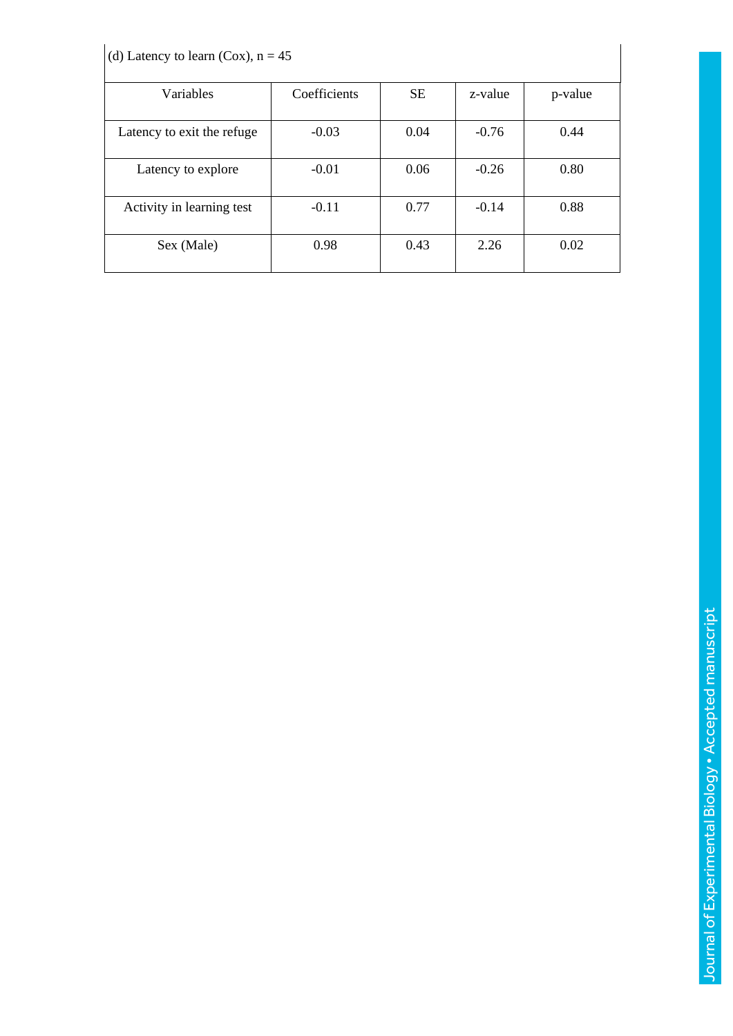(d) Latency to learn (Cox), n = 45

| Variables | Coefficients | SE | z-value | p-value |
|---|---|---|---|---|
| Latency to exit the refuge | -0.03 | 0.04 | -0.76 | 0.44 |
| Latency to explore | -0.01 | 0.06 | -0.26 | 0.80 |
| Activity in learning test | -0.11 | 0.77 | -0.14 | 0.88 |
| Sex (Male) | 0.98 | 0.43 | 2.26 | 0.02 |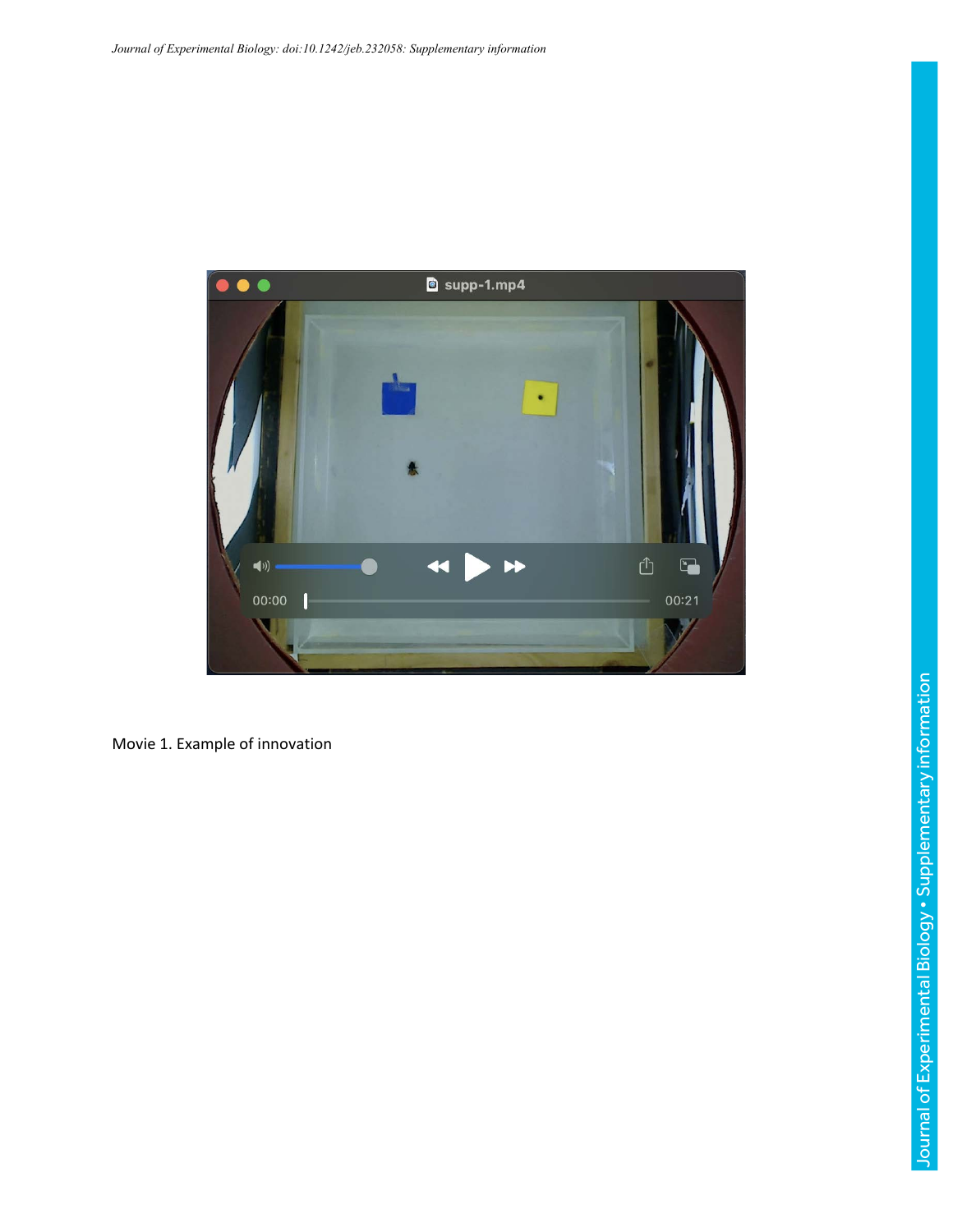Movie 1. Example of innovation